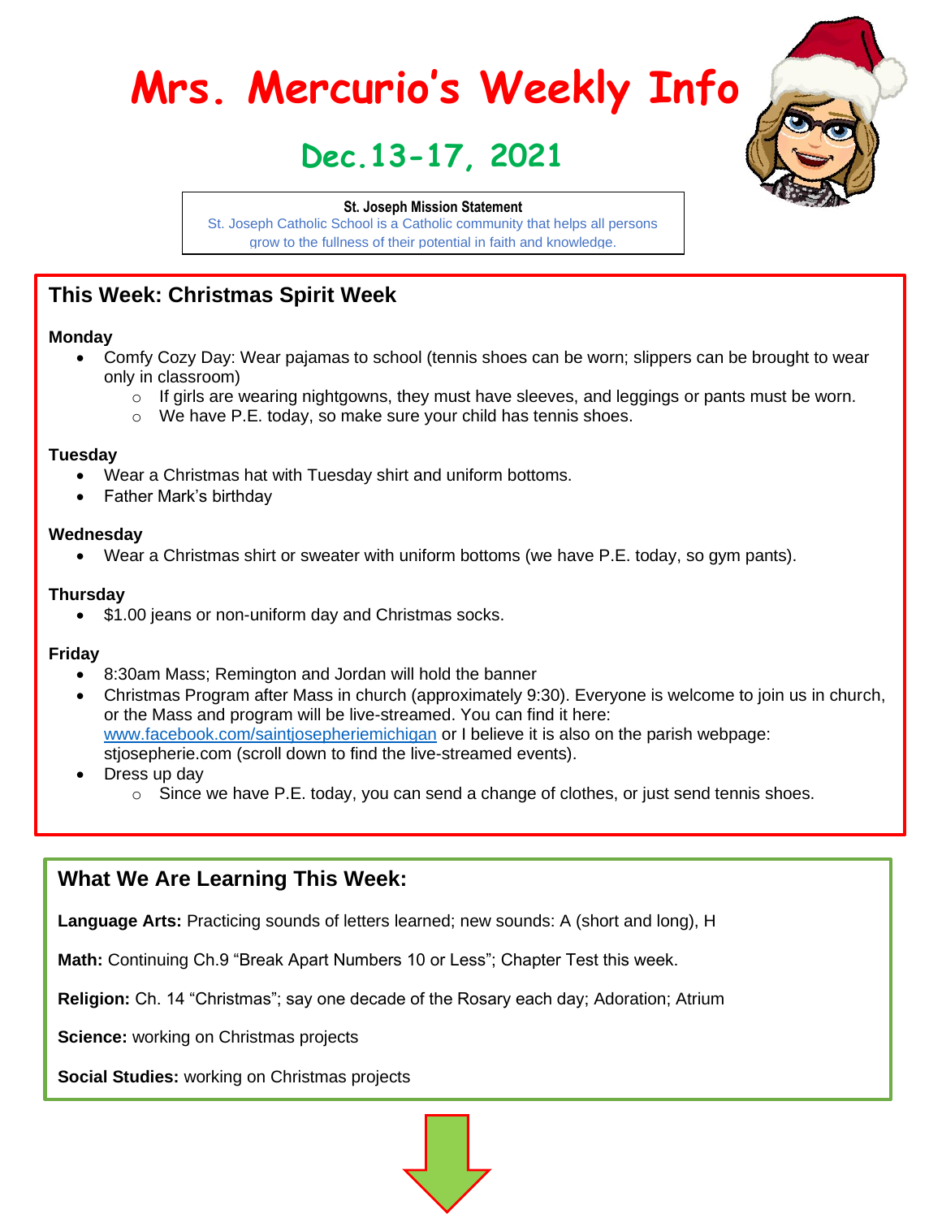# Mrs. Mercurio's Weekly Info

## Dec.13-17, 2021

**St. Joseph Mission Statement**

St. Joseph Catholic School is a Catholic community that helps all persons grow to the fullness of their potential in faith and knowledge.

## This Week: Christmas Spirit Week

**Monday**

- Comfy Cozy Day: Wear pajamas to school (tennis shoes can be worn; slippers can be brought to wear only in classroom)
  - If girls are wearing nightgowns, they must have sleeves, and leggings or pants must be worn.
  - We have P.E. today, so make sure your child has tennis shoes.

**Tuesday**

- Wear a Christmas hat with Tuesday shirt and uniform bottoms.
- Father Mark's birthday

**Wednesday**

- Wear a Christmas shirt or sweater with uniform bottoms (we have P.E. today, so gym pants).

**Thursday**

- $1.00 jeans or non-uniform day and Christmas socks.

**Friday**

- 8:30am Mass; Remington and Jordan will hold the banner
- Christmas Program after Mass in church (approximately 9:30). Everyone is welcome to join us in church, or the Mass and program will be live-streamed. You can find it here: www.facebook.com/saintjosepheriemichigan or I believe it is also on the parish webpage: stjosepherie.com (scroll down to find the live-streamed events).
- Dress up day
  - Since we have P.E. today, you can send a change of clothes, or just send tennis shoes.

## What We Are Learning This Week:

**Language Arts:** Practicing sounds of letters learned; new sounds: A (short and long), H

**Math:** Continuing Ch.9 "Break Apart Numbers 10 or Less"; Chapter Test this week.

**Religion:** Ch. 14 "Christmas"; say one decade of the Rosary each day; Adoration; Atrium

**Science:** working on Christmas projects

**Social Studies:** working on Christmas projects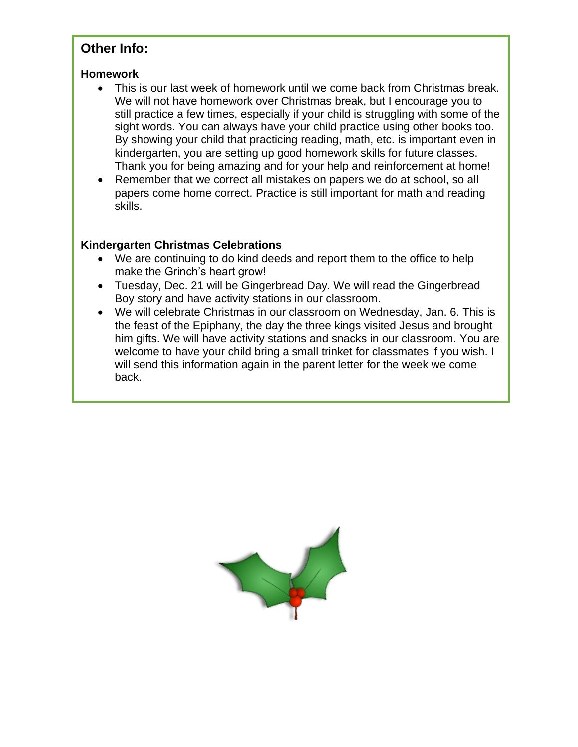## Other Info:

### Homework

- This is our last week of homework until we come back from Christmas break. We will not have homework over Christmas break, but I encourage you to still practice a few times, especially if your child is struggling with some of the sight words. You can always have your child practice using other books too. By showing your child that practicing reading, math, etc. is important even in kindergarten, you are setting up good homework skills for future classes. Thank you for being amazing and for your help and reinforcement at home!
- Remember that we correct all mistakes on papers we do at school, so all papers come home correct. Practice is still important for math and reading skills.

### Kindergarten Christmas Celebrations

- We are continuing to do kind deeds and report them to the office to help make the Grinch's heart grow!
- Tuesday, Dec. 21 will be Gingerbread Day. We will read the Gingerbread Boy story and have activity stations in our classroom.
- We will celebrate Christmas in our classroom on Wednesday, Jan. 6. This is the feast of the Epiphany, the day the three kings visited Jesus and brought him gifts. We will have activity stations and snacks in our classroom. You are welcome to have your child bring a small trinket for classmates if you wish. I will send this information again in the parent letter for the week we come back.